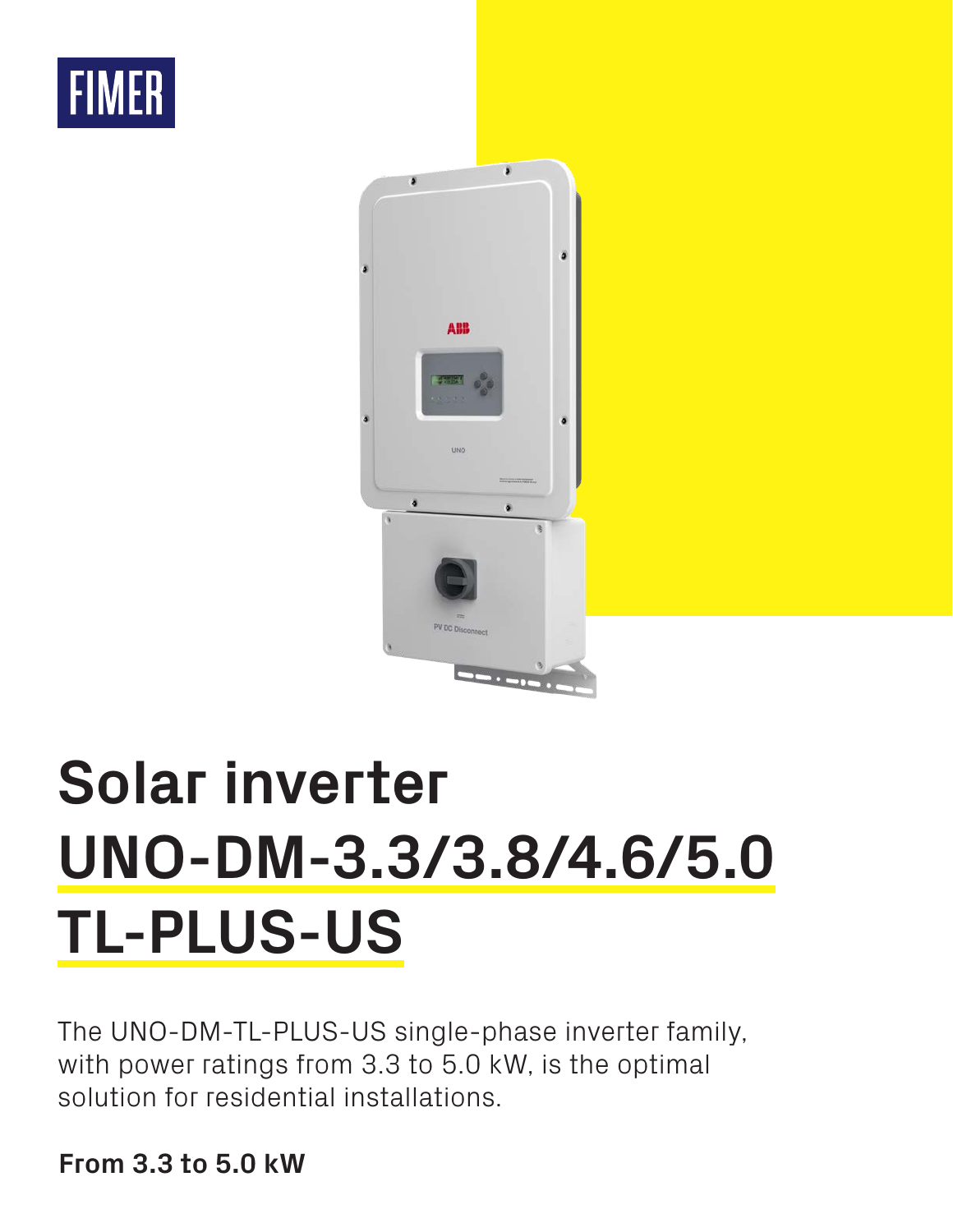FIMER

# Solar inverter UNO-DM-3.3/3.8/4.6/5.0 TL-PLUS-US

The UNO-DM-TL-PLUS-US single-phase inverter family, with power ratings from 3.3 to 5.0 kW, is the optimal solution for residential installations.

**From 3.3 to 5.0 kW**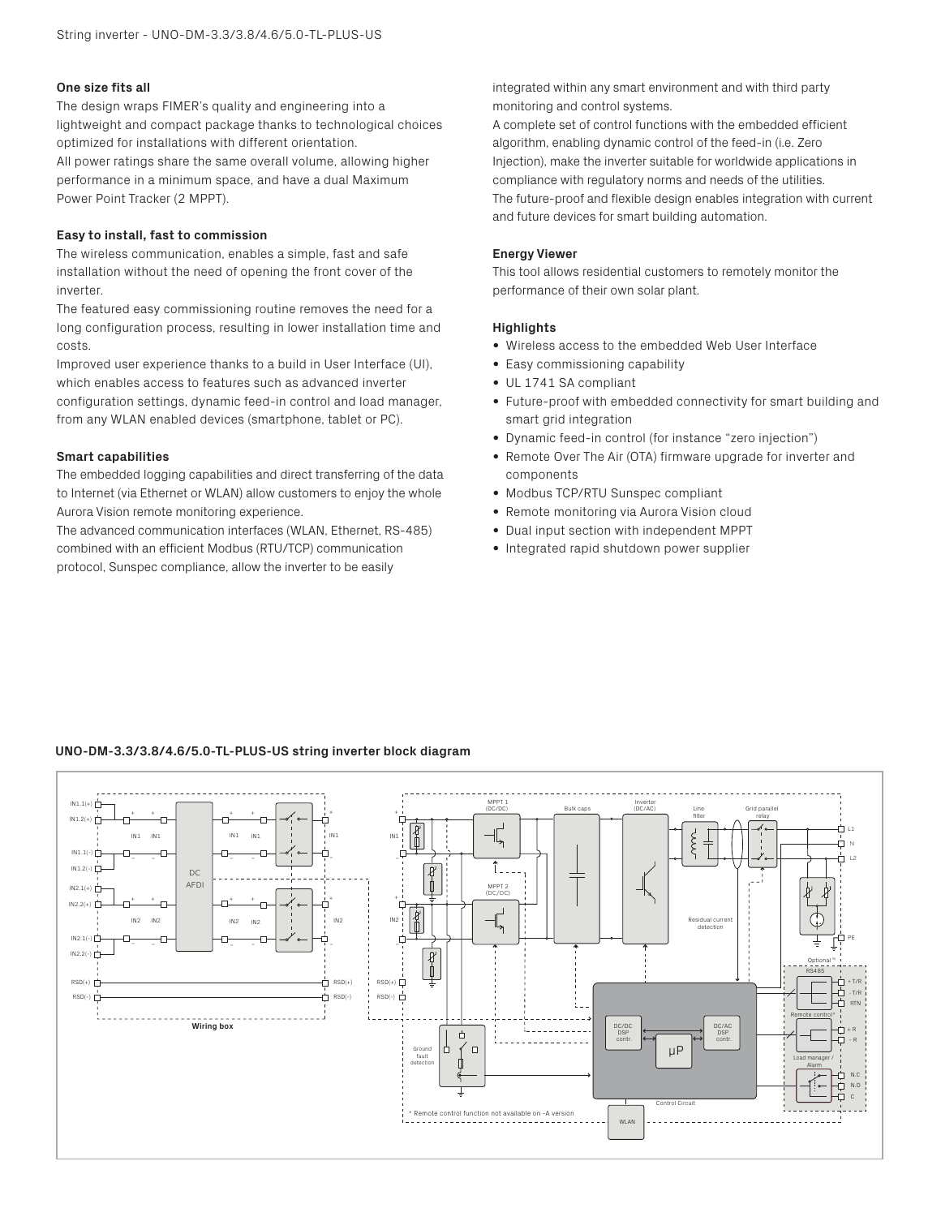## One size fits all

The design wraps FIMER's quality and engineering into a lightweight and compact package thanks to technological choices optimized for installations with different orientation.
All power ratings share the same overall volume, allowing higher performance in a minimum space, and have a dual Maximum Power Point Tracker (2 MPPT).

## Easy to install, fast to commission

The wireless communication, enables a simple, fast and safe installation without the need of opening the front cover of the inverter.
The featured easy commissioning routine removes the need for a long configuration process, resulting in lower installation time and costs.
Improved user experience thanks to a build in User Interface (UI), which enables access to features such as advanced inverter configuration settings, dynamic feed-in control and load manager, from any WLAN enabled devices (smartphone, tablet or PC).

## Smart capabilities

The embedded logging capabilities and direct transferring of the data to Internet (via Ethernet or WLAN) allow customers to enjoy the whole Aurora Vision remote monitoring experience.
The advanced communication interfaces (WLAN, Ethernet, RS-485) combined with an efficient Modbus (RTU/TCP) communication protocol, Sunspec compliance, allow the inverter to be easily integrated within any smart environment and with third party monitoring and control systems.
A complete set of control functions with the embedded efficient algorithm, enabling dynamic control of the feed-in (i.e. Zero Injection), make the inverter suitable for worldwide applications in compliance with regulatory norms and needs of the utilities.
The future-proof and flexible design enables integration with current and future devices for smart building automation.

## Energy Viewer

This tool allows residential customers to remotely monitor the performance of their own solar plant.

## Highlights

- Wireless access to the embedded Web User Interface
- Easy commissioning capability
- UL 1741 SA compliant
- Future-proof with embedded connectivity for smart building and smart grid integration
- Dynamic feed-in control (for instance "zero injection")
- Remote Over The Air (OTA) firmware upgrade for inverter and components
- Modbus TCP/RTU Sunspec compliant
- Remote monitoring via Aurora Vision cloud
- Dual input section with independent MPPT
- Integrated rapid shutdown power supplier

## UNO-DM-3.3/3.8/4.6/5.0-TL-PLUS-US string inverter block diagram

* Remote control function not available on -A version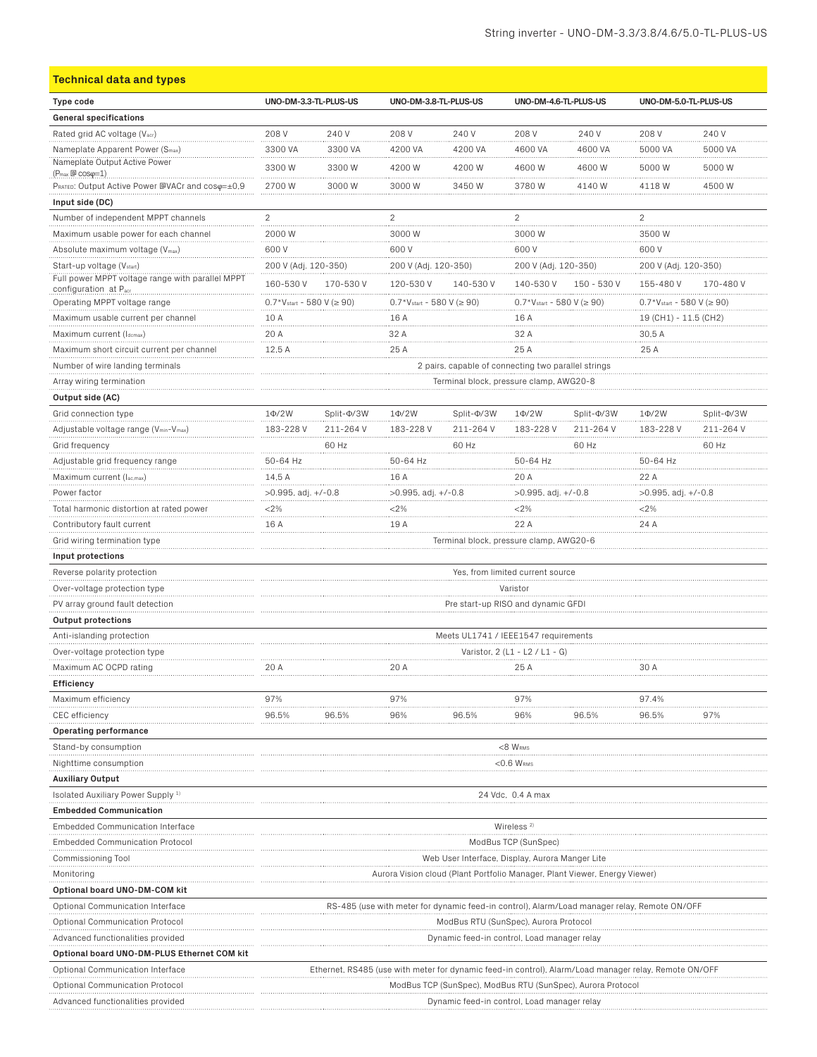## Technical data and types

| Type code | UNO-DM-3.3-TL-PLUS-US | | UNO-DM-3.8-TL-PLUS-US | | UNO-DM-4.6-TL-PLUS-US | | UNO-DM-5.0-TL-PLUS-US | |
|---|---|---|---|---|---|---|---|---|
| **General specifications** | | | | | | | | |
| Rated grid AC voltage ($V_{acr}$) | 208 V | 240 V | 208 V | 240 V | 208 V | 240 V | 208 V | 240 V |
| Nameplate Apparent Power ($S_{max}$) | 3300 VA | 3300 VA | 4200 VA | 4200 VA | 4600 VA | 4600 VA | 5000 VA | 5000 VA |
| Nameplate Output Active Power ($P_{max}$ @ cosφ=1) | 3300 W | 3300 W | 4200 W | 4200 W | 4600 W | 4600 W | 5000 W | 5000 W |
| $P_{RATED}$: Output Active Power @VACr and cosφ=±0.9 | 2700 W | 3000 W | 3000 W | 3450 W | 3780 W | 4140 W | 4118 W | 4500 W |
| **Input side (DC)** | | | | | | | | |
| Number of independent MPPT channels | 2 | | 2 | | 2 | | 2 | |
| Maximum usable power for each channel | 2000 W | | 3000 W | | 3000 W | | 3500 W | |
| Absolute maximum voltage ($V_{max}$) | 600 V | | 600 V | | 600 V | | 600 V | |
| Start-up voltage ($V_{start}$) | 200 V (Adj. 120-350) | | 200 V (Adj. 120-350) | | 200 V (Adj. 120-350) | | 200 V (Adj. 120-350) | |
| Full power MPPT voltage range with parallel MPPT configuration at $P_{acr}$ | 160-530 V | 170-530 V | 120-530 V | 140-530 V | 140-530 V | 150 - 530 V | 155-480 V | 170-480 V |
| Operating MPPT voltage range | 0.7*$V_{start}$ - 580 V (≥ 90) | | 0.7*$V_{start}$ - 580 V (≥ 90) | | 0.7*$V_{start}$ - 580 V (≥ 90) | | 0.7*$V_{start}$ - 580 V (≥ 90) | |
| Maximum usable current per channel | 10 A | | 16 A | | 16 A | | 19 (CH1) - 11.5 (CH2) | |
| Maximum current ($I_{dcmax}$) | 20 A | | 32 A | | 32 A | | 30.5 A | |
| Maximum short circuit current per channel | 12.5 A | | 25 A | | 25 A | | 25 A | |
| Number of wire landing terminals | 2 pairs, capable of connecting two parallel strings | | | | | | | |
| Array wiring termination | Terminal block, pressure clamp, AWG20-8 | | | | | | | |
| **Output side (AC)** | | | | | | | | |
| Grid connection type | 1Φ/2W | Split-Φ/3W | 1Φ/2W | Split-Φ/3W | 1Φ/2W | Split-Φ/3W | 1Φ/2W | Split-Φ/3W |
| Adjustable voltage range ($V_{min}$-$V_{max}$) | 183-228 V | 211-264 V | 183-228 V | 211-264 V | 183-228 V | 211-264 V | 183-228 V | 211-264 V |
| Grid frequency | | 60 Hz | | 60 Hz | | 60 Hz | | 60 Hz |
| Adjustable grid frequency range | 50-64 Hz | | 50-64 Hz | | 50-64 Hz | | 50-64 Hz | |
| Maximum current ($I_{ac,max}$) | 14.5 A | | 16 A | | 20 A | | 22 A | |
| Power factor | >0.995, adj. +/-0.8 | | >0.995, adj. +/-0.8 | | >0.995, adj. +/-0.8 | | >0.995, adj. +/-0.8 | |
| Total harmonic distortion at rated power | <2% | | <2% | | <2% | | <2% | |
| Contributory fault current | 16 A | | 19 A | | 22 A | | 24 A | |
| Grid wiring termination type | Terminal block, pressure clamp, AWG20-6 | | | | | | | |
| **Input protections** | | | | | | | | |
| Reverse polarity protection | Yes, from limited current source | | | | | | | |
| Over-voltage protection type | Varistor | | | | | | | |
| PV array ground fault detection | Pre start-up RISO and dynamic GFDI | | | | | | | |
| **Output protections** | | | | | | | | |
| Anti-islanding protection | Meets UL1741 / IEEE1547 requirements | | | | | | | |
| Over-voltage protection type | Varistor, 2 (L1 - L2 / L1 - G) | | | | | | | |
| Maximum AC OCPD rating | 20 A | | 20 A | | 25 A | | 30 A | |
| **Efficiency** | | | | | | | | |
| Maximum efficiency | 97% | | 97% | | 97% | | 97.4% | |
| CEC efficiency | 96.5% | 96.5% | 96% | 96.5% | 96% | 96.5% | 96.5% | 97% |
| **Operating performance** | | | | | | | | |
| Stand-by consumption | <8 $W_{RMS}$ | | | | | | | |
| Nighttime consumption | <0.6 $W_{RMS}$ | | | | | | | |
| **Auxiliary Output** | | | | | | | | |
| Isolated Auxiliary Power Supply [1] | 24 Vdc, 0.4 A max | | | | | | | |
| **Embedded Communication** | | | | | | | | |
| Embedded Communication Interface | Wireless [2] | | | | | | | |
| Embedded Communication Protocol | ModBus TCP (SunSpec) | | | | | | | |
| Commissioning Tool | Web User Interface, Display, Aurora Manger Lite | | | | | | | |
| Monitoring | Aurora Vision cloud (Plant Portfolio Manager, Plant Viewer, Energy Viewer) | | | | | | | |
| **Optional board UNO-DM-COM kit** | | | | | | | | |
| Optional Communication Interface | RS-485 (use with meter for dynamic feed-in control), Alarm/Load manager relay, Remote ON/OFF | | | | | | | |
| Optional Communication Protocol | ModBus RTU (SunSpec), Aurora Protocol | | | | | | | |
| Advanced functionalities provided | Dynamic feed-in control, Load manager relay | | | | | | | |
| **Optional board UNO-DM-PLUS Ethernet COM kit** | | | | | | | | |
| Optional Communication Interface | Ethernet, RS485 (use with meter for dynamic feed-in control), Alarm/Load manager relay, Remote ON/OFF | | | | | | | |
| Optional Communication Protocol | ModBus TCP (SunSpec), ModBus RTU (SunSpec), Aurora Protocol | | | | | | | |
| Advanced functionalities provided | Dynamic feed-in control, Load manager relay | | | | | | | |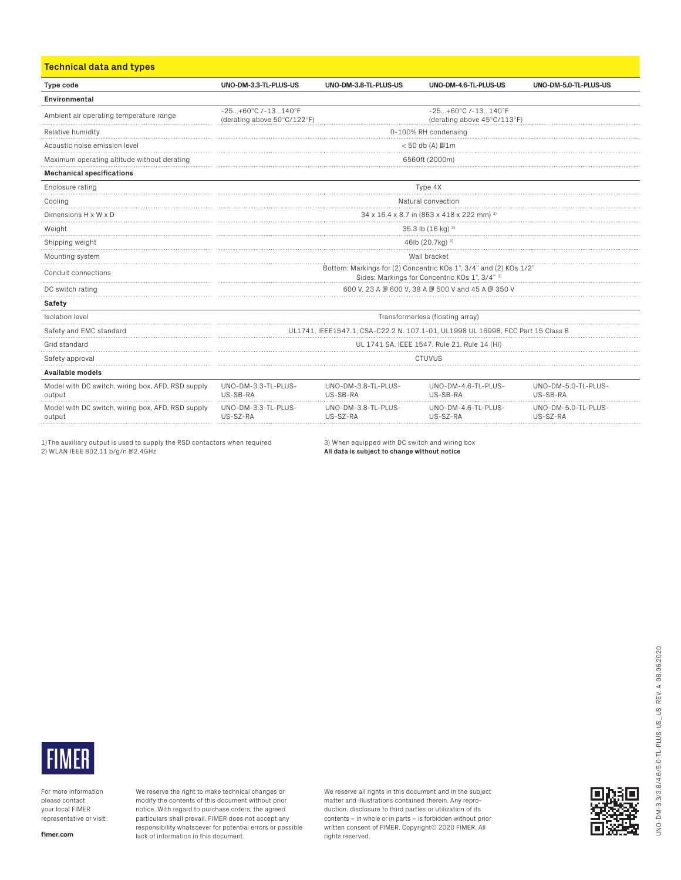## Technical data and types

| Type code | UNO-DM-3.3-TL-PLUS-US | UNO-DM-3.8-TL-PLUS-US | UNO-DM-4.6-TL-PLUS-US | UNO-DM-5.0-TL-PLUS-US |
|---|---|---|---|---|
| **Environmental** | | | | |
| Ambient air operating temperature range | -25...+60°C /-13...140°F (derating above 50°C/122°F) | -25...+60°C /-13...140°F (derating above 45°C/113°F) | | |
| Relative humidity | 0-100% RH condensing | | | |
| Acoustic noise emission level | < 50 db (A) @1m | | | |
| Maximum operating altitude without derating | 6560ft (2000m) | | | |
| **Mechanical specifications** | | | | |
| Enclosure rating | Type 4X | | | |
| Cooling | Natural convection | | | |
| Dimensions H x W x D | 34 x 16.4 x 8.7 in (863 x 418 x 222 mm) [3] | | | |
| Weight | 35.3 lb (16 kg) [3] | | | |
| Shipping weight | 46lb (20.7kg) [3] | | | |
| Mounting system | Wall bracket | | | |
| Conduit connections | Bottom: Markings for (2) Concentric KOs 1", 3/4" and (2) KOs 1/2" Sides: Markings for Concentric KOs 1", 3/4" [3] | | | |
| DC switch rating | 600 V, 23 A @ 600 V, 38 A @ 500 V and 45 A @ 350 V | | | |
| **Safety** | | | | |
| Isolation level | Transformerless (floating array) | | | |
| Safety and EMC standard | UL1741, IEEE1547.1, CSA-C22.2 N. 107.1-01, UL1998 UL 1699B, FCC Part 15 Class B | | | |
| Grid standard | UL 1741 SA, IEEE 1547, Rule 21, Rule 14 (HI) | | | |
| Safety approval | CTUVUS | | | |
| **Available models** | | | | |
| Model with DC switch, wiring box, AFD, RSD supply output | UNO-DM-3.3-TL-PLUS-US-SB-RA | UNO-DM-3.8-TL-PLUS-US-SB-RA | UNO-DM-4.6-TL-PLUS-US-SB-RA | UNO-DM-5.0-TL-PLUS-US-SB-RA |
| Model with DC switch, wiring box, AFD, RSD supply output | UNO-DM-3.3-TL-PLUS-US-SZ-RA | UNO-DM-3.8-TL-PLUS-US-SZ-RA | UNO-DM-4.6-TL-PLUS-US-SZ-RA | UNO-DM-5.0-TL-PLUS-US-SZ-RA |

1) The auxiliary output is used to supply the RSD contactors when required
2) WLAN IEEE 802.11 b/g/n @2,4GHz
3) When equipped with DC switch and wiring box
**All data is subject to change without notice**

FIMER

For more information please contact your local FIMER representative or visit:

**fimer.com**

We reserve the right to make technical changes or modify the contents of this document without prior notice. With regard to purchase orders, the agreed particulars shall prevail. FIMER does not accept any responsibility whatsoever for potential errors or possible lack of information in this document.

We reserve all rights in this document and in the subject matter and illustrations contained therein. Any reproduction, disclosure to third parties or utilization of its contents – in whole or in parts – is forbidden without prior written consent of FIMER. Copyright© 2020 FIMER. All rights reserved.

UNO-DM-3.3/3.8/4.6/5.0-TL-PLUS-US_US REV. A 08.06.2020